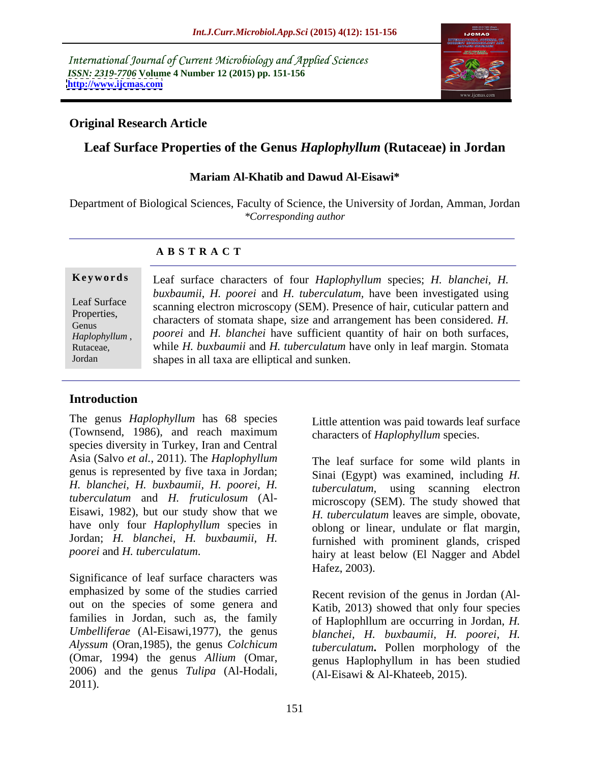International Journal of Current Microbiology and Applied Sciences
*ISSN: 2319-7706* **Volume 4 Number 12 (2015) pp. 151-156**
**http://www.ijcmas.com**

**Original Research Article**

# Leaf Surface Properties of the Genus *Haplophyllum* (Rutaceae) in Jordan

**Mariam Al-Khatib and Dawud Al-Eisawi***

Department of Biological Sciences, Faculty of Science, the University of Jordan, Amman, Jordan
*\*Corresponding author*

## A B S T R A C T

**Keywords**

Leaf Surface Properties, Genus *Haplophyllum*, Rutaceae, Jordan

Leaf surface characters of four *Haplophyllum* species; *H. blanchei, H. buxbaumii, H. poorei* and *H. tuberculatum*, have been investigated using scanning electron microscopy (SEM). Presence of hair, cuticular pattern and characters of stomata shape, size and arrangement has been considered. *H. poorei* and *H. blanchei* have sufficient quantity of hair on both surfaces, while *H. buxbaumii* and *H. tuberculatum* have only in leaf margin. Stomata shapes in all taxa are elliptical and sunken.

## Introduction

The genus *Haplophyllum* has 68 species (Townsend, 1986), and reach maximum species diversity in Turkey, Iran and Central Asia (Salvo *et al.*, 2011). The *Haplophyllum* genus is represented by five taxa in Jordan; *H. blanchei, H. buxbaumii, H. poorei, H. tuberculatum* and *H. fruticulosum* (Al-Eisawi, 1982), but our study show that we have only four *Haplophyllum* species in Jordan; *H. blanchei, H. buxbaumii, H. poorei* and *H. tuberculatum*.

Significance of leaf surface characters was emphasized by some of the studies carried out on the species of some genera and families in Jordan, such as, the family *Umbelliferae* (Al-Eisawi,1977), the genus *Alyssum* (Oran,1985), the genus *Colchicum* (Omar, 1994) the genus *Allium* (Omar, 2006) and the genus *Tulipa* (Al-Hodali, 2011).

Little attention was paid towards leaf surface characters of *Haplophyllum* species.

The leaf surface for some wild plants in Sinai (Egypt) was examined, including *H. tuberculatum,* using scanning electron microscopy (SEM). The study showed that *H. tuberculatum* leaves are simple, obovate, oblong or linear, undulate or flat margin, furnished with prominent glands, crisped hairy at least below (El Nagger and Abdel Hafez, 2003).

Recent revision of the genus in Jordan (Al-Katib, 2013) showed that only four species of Haplophllum are occurring in Jordan, *H. blanchei, H. buxbaumii, H. poorei, H. tuberculatum***.** Pollen morphology of the genus Haplophyllum in has been studied (Al-Eisawi & Al-Khateeb, 2015).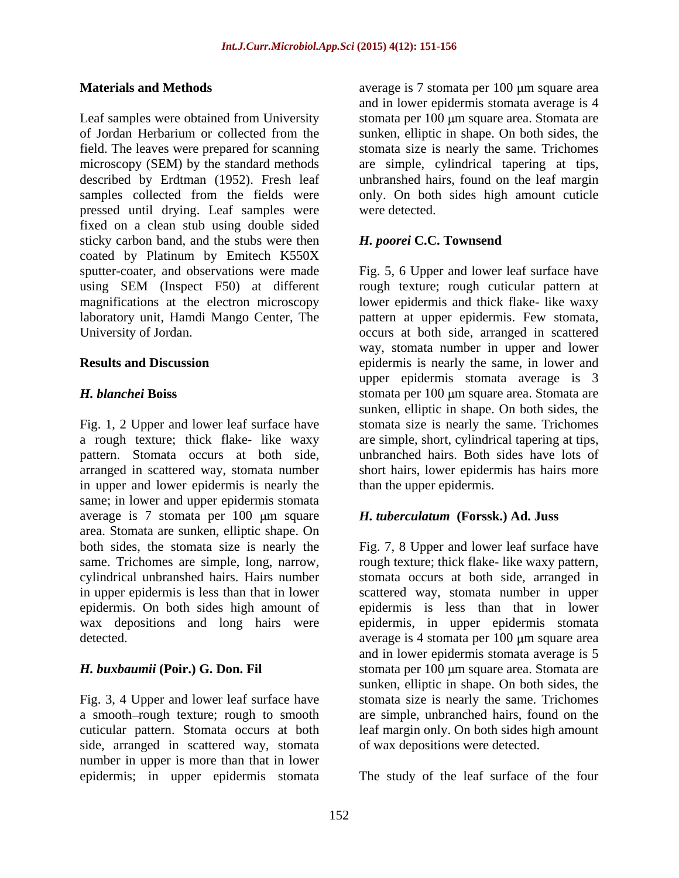## Materials and Methods

Leaf samples were obtained from University of Jordan Herbarium or collected from the field. The leaves were prepared for scanning microscopy (SEM) by the standard methods described by Erdtman (1952). Fresh leaf samples collected from the fields were pressed until drying. Leaf samples were fixed on a clean stub using double sided sticky carbon band, and the stubs were then coated by Platinum by Emitech K550X sputter-coater, and observations were made using SEM (Inspect F50) at different magnifications at the electron microscopy laboratory unit, Hamdi Mango Center, The University of Jordan.

## Results and Discussion

### *H. blanchei* Boiss

Fig. 1, 2 Upper and lower leaf surface have a rough texture; thick flake- like waxy pattern. Stomata occurs at both side, arranged in scattered way, stomata number in upper and lower epidermis is nearly the same; in lower and upper epidermis stomata average is 7 stomata per 100 μm square area. Stomata are sunken, elliptic shape. On both sides, the stomata size is nearly the same. Trichomes are simple, long, narrow, cylindrical unbranshed hairs. Hairs number in upper epidermis is less than that in lower epidermis. On both sides high amount of wax depositions and long hairs were detected.

### *H. buxbaumii* (Poir.) G. Don. Fil

Fig. 3, 4 Upper and lower leaf surface have a smooth–rough texture; rough to smooth cuticular pattern. Stomata occurs at both side, arranged in scattered way, stomata number in upper is more than that in lower epidermis; in upper epidermis stomata average is 7 stomata per 100 μm square area and in lower epidermis stomata average is 4 stomata per 100 μm square area. Stomata are sunken, elliptic in shape. On both sides, the stomata size is nearly the same. Trichomes are simple, cylindrical tapering at tips, unbranshed hairs, found on the leaf margin only. On both sides high amount cuticle were detected.

### *H. poorei* C.C. Townsend

Fig. 5, 6 Upper and lower leaf surface have rough texture; rough cuticular pattern at lower epidermis and thick flake- like waxy pattern at upper epidermis. Few stomata, occurs at both side, arranged in scattered way, stomata number in upper and lower epidermis is nearly the same, in lower and upper epidermis stomata average is 3 stomata per 100 μm square area. Stomata are sunken, elliptic in shape. On both sides, the stomata size is nearly the same. Trichomes are simple, short, cylindrical tapering at tips, unbranched hairs. Both sides have lots of short hairs, lower epidermis has hairs more than the upper epidermis.

### *H. tuberculatum* (Forssk.) Ad. Juss

Fig. 7, 8 Upper and lower leaf surface have rough texture; thick flake- like waxy pattern, stomata occurs at both side, arranged in scattered way, stomata number in upper epidermis is less than that in lower epidermis, in upper epidermis stomata average is 4 stomata per 100 μm square area and in lower epidermis stomata average is 5 stomata per 100 μm square area. Stomata are sunken, elliptic in shape. On both sides, the stomata size is nearly the same. Trichomes are simple, unbranched hairs, found on the leaf margin only. On both sides high amount of wax depositions were detected.

The study of the leaf surface of the four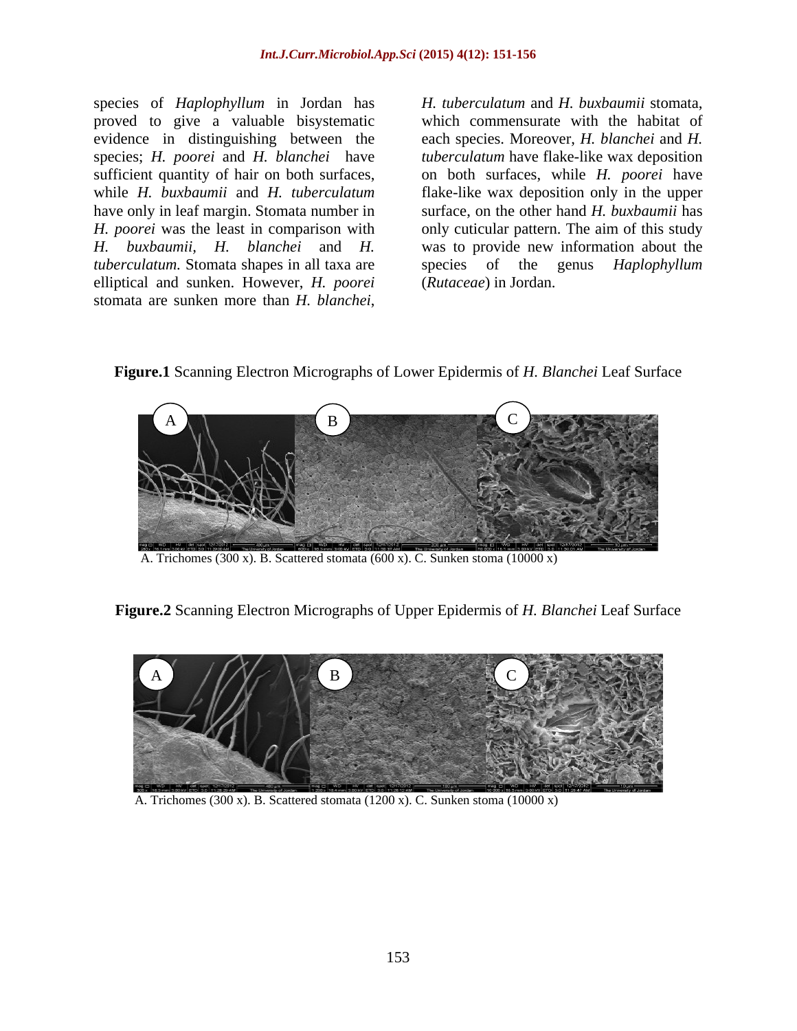species of *Haplophyllum* in Jordan has proved to give a valuable bisystematic evidence in distinguishing between the species; *H. poorei* and *H. blanchei* have sufficient quantity of hair on both surfaces, while *H. buxbaumii* and *H. tuberculatum* have only in leaf margin. Stomata number in *H. poorei* was the least in comparison with *H. buxbaumii*, *H. blanchei* and *H. tuberculatum*. Stomata shapes in all taxa are elliptical and sunken. However, *H. poorei* stomata are sunken more than *H. blanchei*, *H. tuberculatum* and *H. buxbaumii* stomata, which commensurate with the habitat of each species. Moreover, *H. blanchei* and *H. tuberculatum* have flake-like wax deposition on both surfaces, while *H. poorei* have flake-like wax deposition only in the upper surface, on the other hand *H. buxbaumii* has only cuticular pattern. The aim of this study was to provide new information about the species of the genus *Haplophyllum* (*Rutaceae*) in Jordan.

**Figure.1** Scanning Electron Micrographs of Lower Epidermis of *H. Blanchei* Leaf Surface

A. Trichomes (300 x). B. Scattered stomata (600 x). C. Sunken stoma (10000 x)

**Figure.2** Scanning Electron Micrographs of Upper Epidermis of *H. Blanchei* Leaf Surface

A. Trichomes (300 x). B. Scattered stomata (1200 x). C. Sunken stoma (10000 x)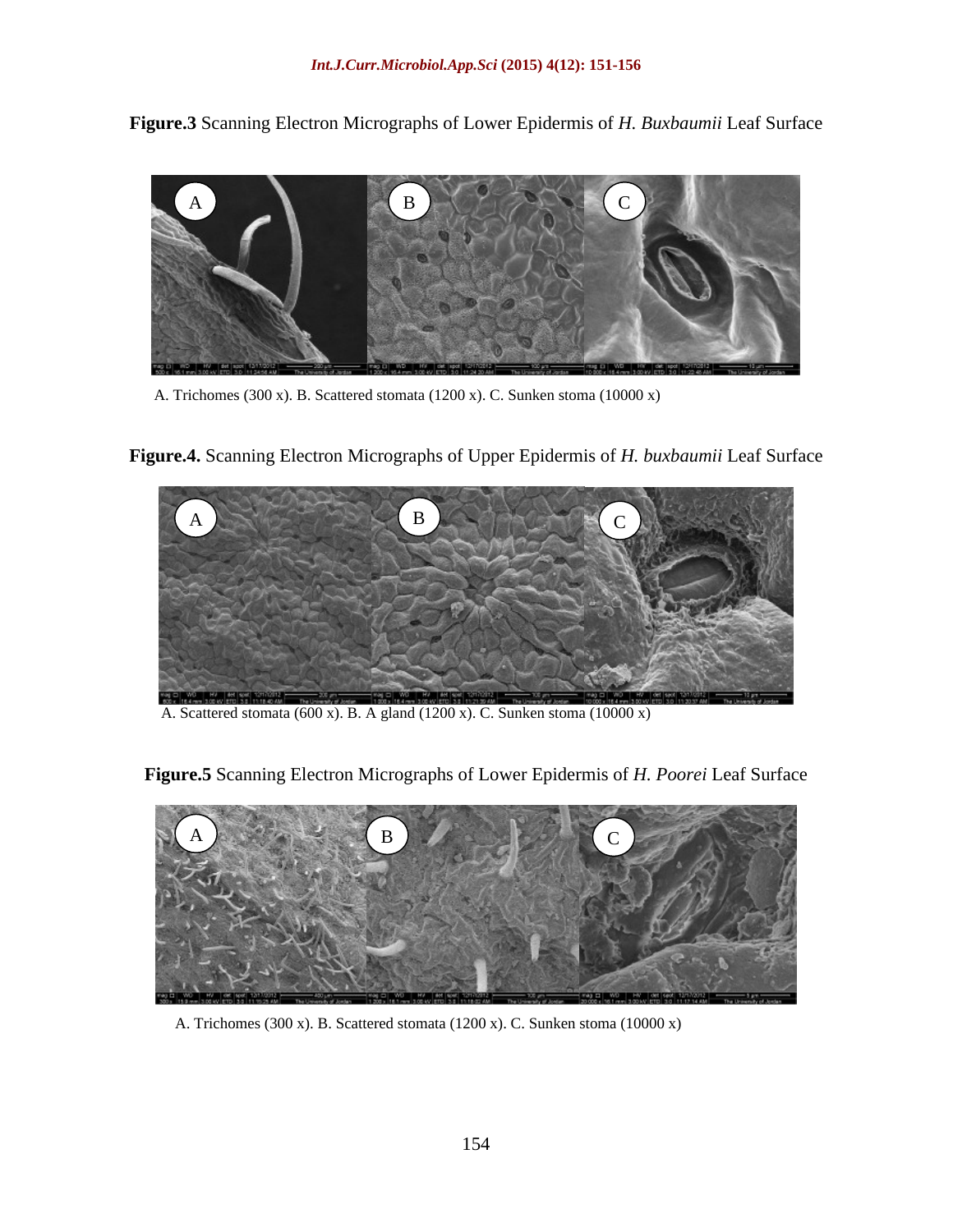**Figure.3** Scanning Electron Micrographs of Lower Epidermis of *H. Buxbaumii* Leaf Surface

A. Trichomes (300 x). B. Scattered stomata (1200 x). C. Sunken stoma (10000 x)

**Figure.4.** Scanning Electron Micrographs of Upper Epidermis of *H. buxbaumii* Leaf Surface

A. Scattered stomata (600 x). B. A gland (1200 x). C. Sunken stoma (10000 x)

**Figure.5** Scanning Electron Micrographs of Lower Epidermis of *H. Poorei* Leaf Surface

A. Trichomes (300 x). B. Scattered stomata (1200 x). C. Sunken stoma (10000 x)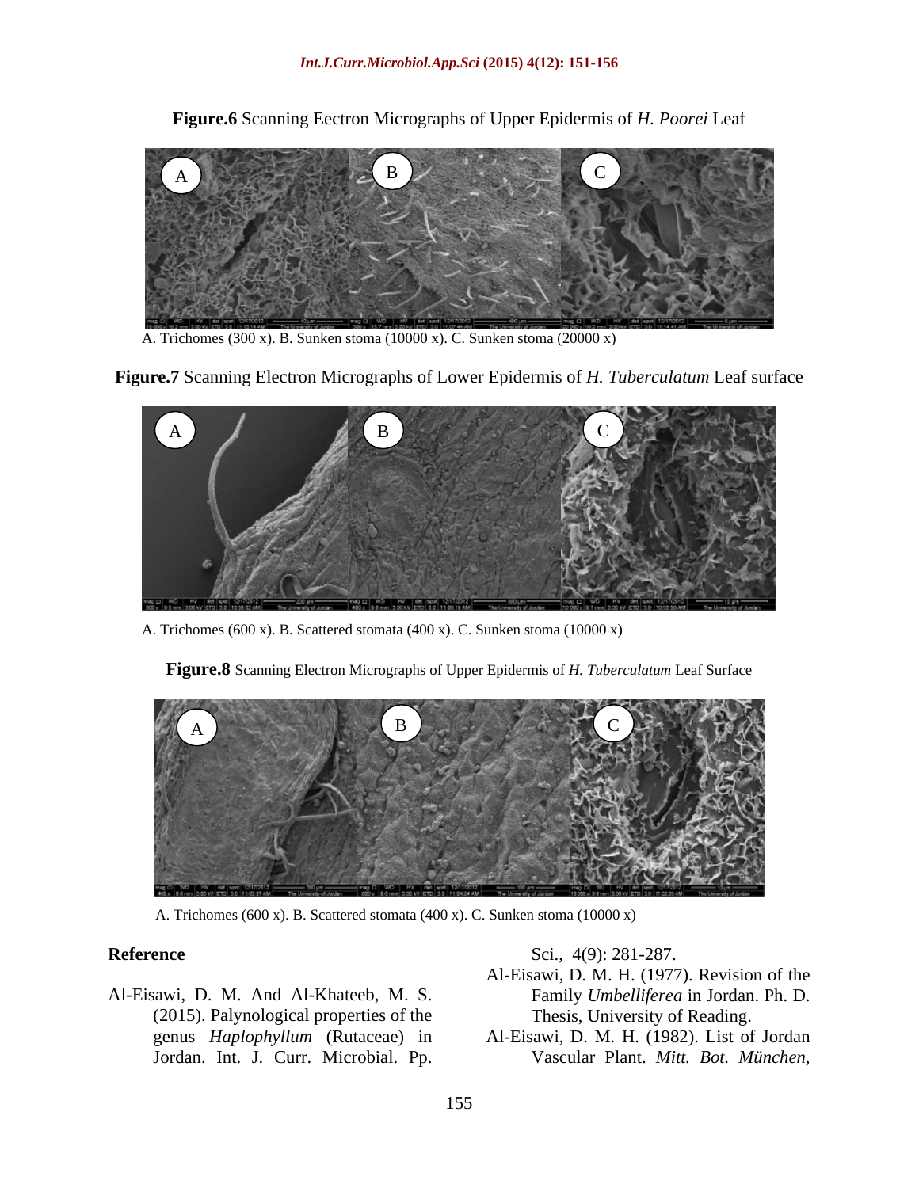**Figure.6** Scanning Eectron Micrographs of Upper Epidermis of *H. Poorei* Leaf

A. Trichomes (300 x). B. Sunken stoma (10000 x). C. Sunken stoma (20000 x)

**Figure.7** Scanning Electron Micrographs of Lower Epidermis of *H. Tuberculatum* Leaf surface

A. Trichomes (600 x). B. Scattered stomata (400 x). C. Sunken stoma (10000 x)

**Figure.8** Scanning Electron Micrographs of Upper Epidermis of *H. Tuberculatum* Leaf Surface

A. Trichomes (600 x). B. Scattered stomata (400 x). C. Sunken stoma (10000 x)

## Reference

Al-Eisawi, D. M. And Al-Khateeb, M. S. (2015). Palynological properties of the genus *Haplophyllum* (Rutaceae) in Jordan. Int. J. Curr. Microbial. Pp. Sci., 4(9): 281-287.

Al-Eisawi, D. M. H. (1977). Revision of the Family *Umbelliferea* in Jordan. Ph. D. Thesis, University of Reading.

Al-Eisawi, D. M. H. (1982). List of Jordan Vascular Plant. *Mitt. Bot. München,*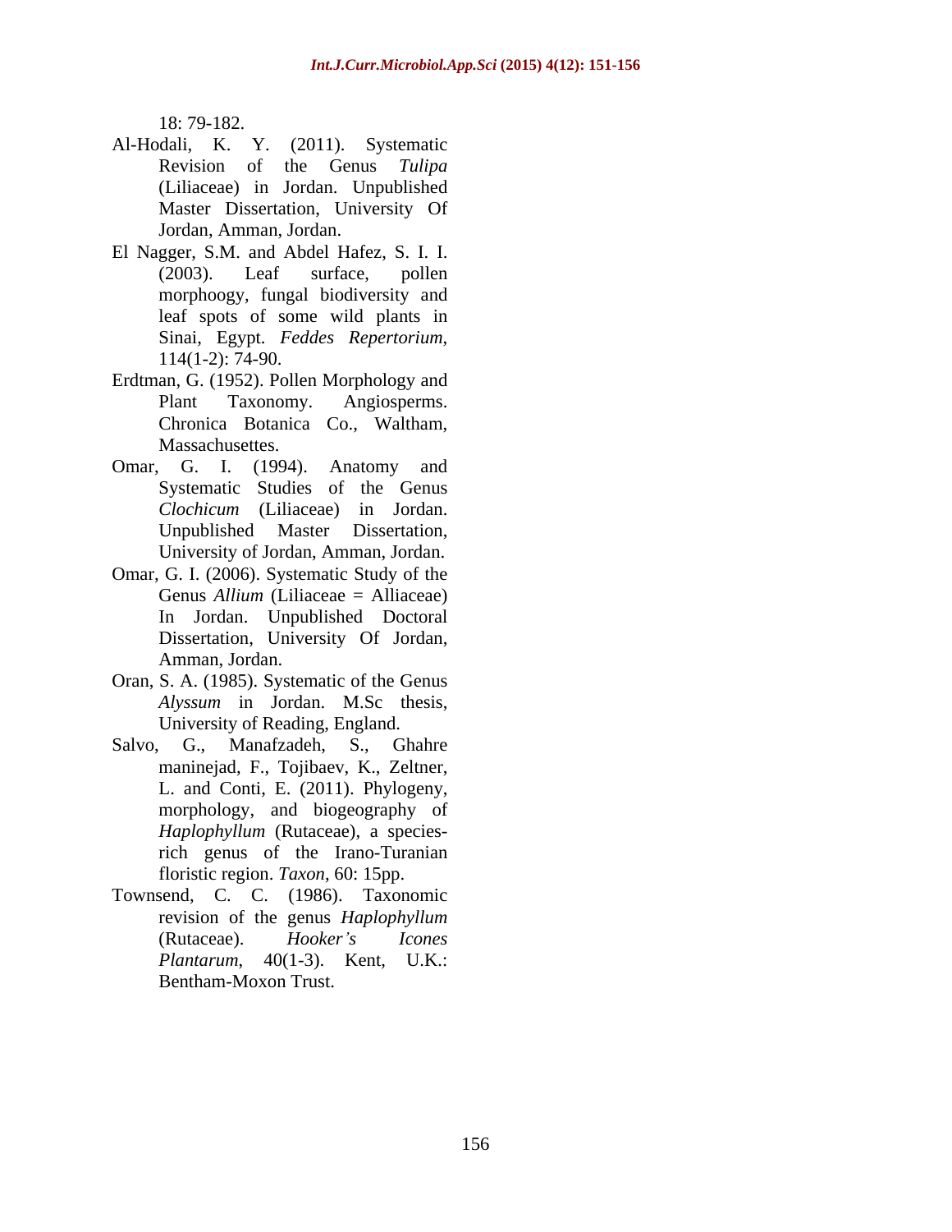18: 79-182.

Al-Hodali, K. Y. (2011). Systematic Revision of the Genus *Tulipa* (Liliaceae) in Jordan. Unpublished Master Dissertation, University Of Jordan, Amman, Jordan.

El Nagger, S.M. and Abdel Hafez, S. I. I. (2003). Leaf surface, pollen morphoogy, fungal biodiversity and leaf spots of some wild plants in Sinai, Egypt. *Feddes Repertorium*, 114(1-2): 74-90.

Erdtman, G. (1952). Pollen Morphology and Plant Taxonomy. Angiosperms. Chronica Botanica Co., Waltham, Massachusettes.

Omar, G. I. (1994). Anatomy and Systematic Studies of the Genus *Clochicum* (Liliaceae) in Jordan. Unpublished Master Dissertation, University of Jordan, Amman, Jordan.

Omar, G. I. (2006). Systematic Study of the Genus *Allium* (Liliaceae = Alliaceae) In Jordan. Unpublished Doctoral Dissertation, University Of Jordan, Amman, Jordan.

Oran, S. A. (1985). Systematic of the Genus *Alyssum* in Jordan. M.Sc thesis, University of Reading, England.

Salvo, G., Manafzadeh, S., Ghahre maninejad, F., Tojibaev, K., Zeltner, L. and Conti, E. (2011). Phylogeny, morphology, and biogeography of *Haplophyllum* (Rutaceae), a species-rich genus of the Irano-Turanian floristic region. *Taxon*, 60: 15pp.

Townsend, C. C. (1986). Taxonomic revision of the genus *Haplophyllum* (Rutaceae). *Hooker's Icones Plantarum*, 40(1-3). Kent, U.K.: Bentham-Moxon Trust.